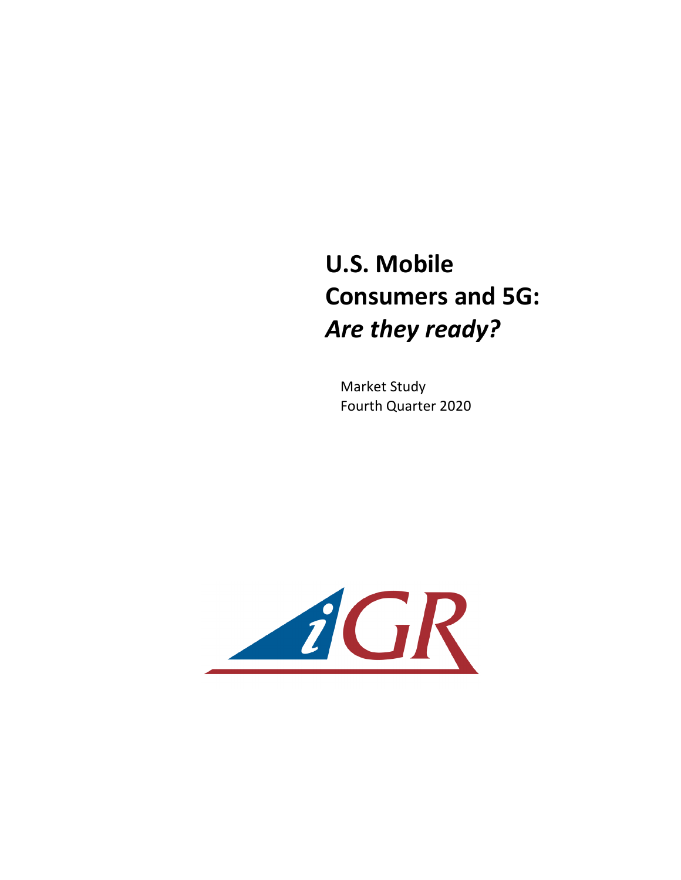# U.S. Mobile Consumers and 5G: *Are they ready?*

Market Study
Fourth Quarter 2020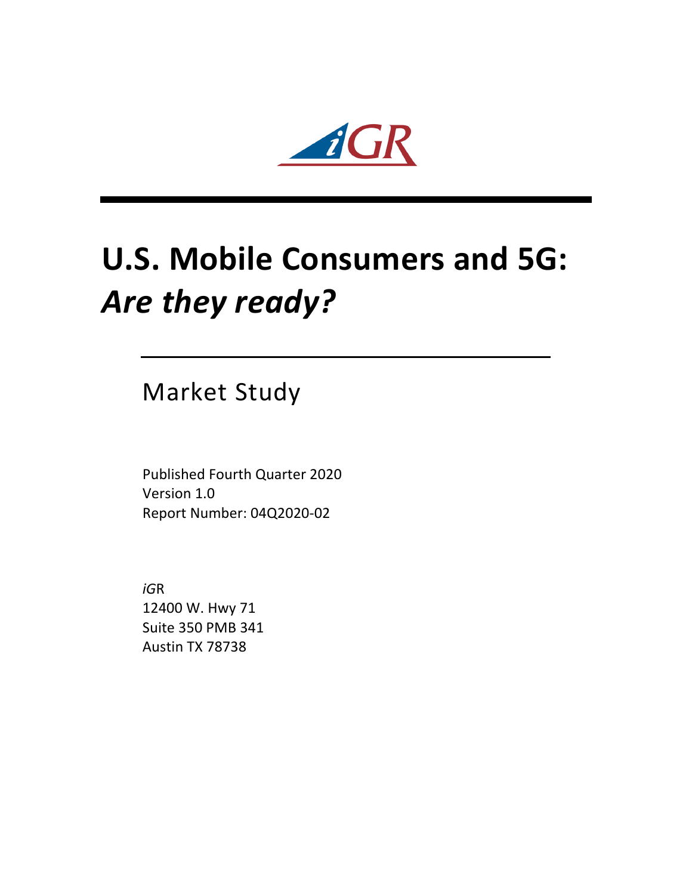# U.S. Mobile Consumers and 5G: *Are they ready?*

Market Study

Published Fourth Quarter 2020
Version 1.0
Report Number: 04Q2020-02

*i*GR
12400 W. Hwy 71
Suite 350 PMB 341
Austin TX 78738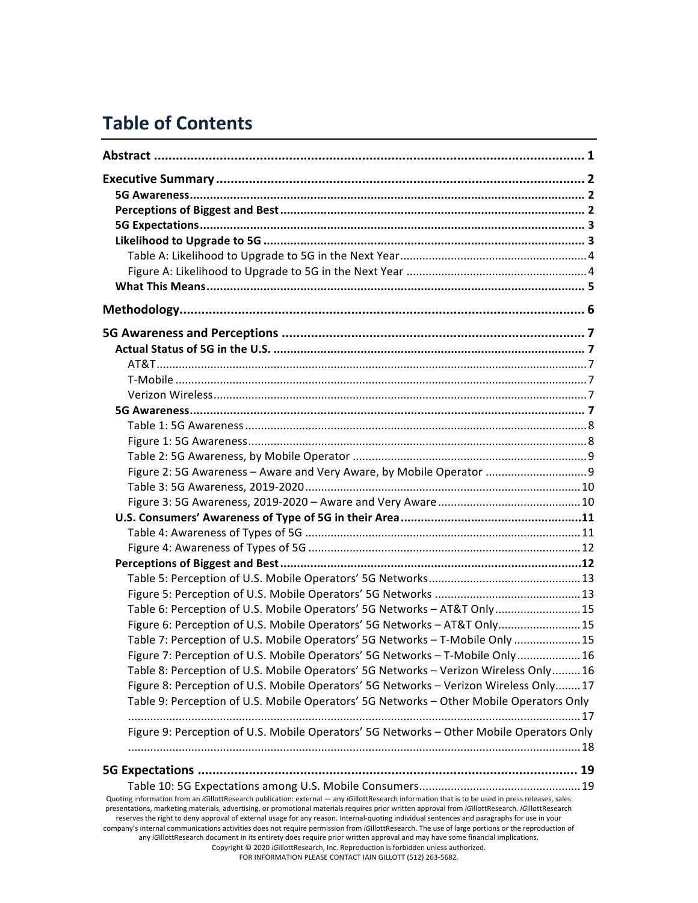# Table of Contents

**Abstract** ........................................................................................................................ 1

**Executive Summary** ...................................................................................................... 2

- **5G Awareness** .............................................................................................................. 2
- **Perceptions of Biggest and Best** .................................................................................. 2
- **5G Expectations** ........................................................................................................... 3
- **Likelihood to Upgrade to 5G** ....................................................................................... 3
  - Table A: Likelihood to Upgrade to 5G in the Next Year .................................................. 4
  - Figure A: Likelihood to Upgrade to 5G in the Next Year ................................................ 4
- **What This Means** ......................................................................................................... 5

**Methodology** ................................................................................................................. 6

**5G Awareness and Perceptions** .................................................................................... 7

- **Actual Status of 5G in the U.S.** .................................................................................... 7
  - AT&T .............................................................................................................................. 7
  - T-Mobile ......................................................................................................................... 7
  - Verizon Wireless ............................................................................................................ 7
- **5G Awareness** .............................................................................................................. 7
  - Table 1: 5G Awareness ................................................................................................... 8
  - Figure 1: 5G Awareness .................................................................................................. 8
  - Table 2: 5G Awareness, by Mobile Operator ................................................................. 9
  - Figure 2: 5G Awareness – Aware and Very Aware, by Mobile Operator ........................ 9
  - Table 3: 5G Awareness, 2019-2020 ............................................................................... 10
  - Figure 3: 5G Awareness, 2019-2020 – Aware and Very Aware ..................................... 10
- **U.S. Consumers' Awareness of Type of 5G in their Area** ............................................. 11
  - Table 4: Awareness of Types of 5G ................................................................................ 11
  - Figure 4: Awareness of Types of 5G ............................................................................... 12
- **Perceptions of Biggest and Best** .................................................................................. 12
  - Table 5: Perception of U.S. Mobile Operators' 5G Networks ......................................... 13
  - Figure 5: Perception of U.S. Mobile Operators' 5G Networks ....................................... 13
  - Table 6: Perception of U.S. Mobile Operators' 5G Networks – AT&T Only .................... 15
  - Figure 6: Perception of U.S. Mobile Operators' 5G Networks – AT&T Only ................... 15
  - Table 7: Perception of U.S. Mobile Operators' 5G Networks – T-Mobile Only .............. 15
  - Figure 7: Perception of U.S. Mobile Operators' 5G Networks – T-Mobile Only ............. 16
  - Table 8: Perception of U.S. Mobile Operators' 5G Networks – Verizon Wireless Only .. 16
  - Figure 8: Perception of U.S. Mobile Operators' 5G Networks – Verizon Wireless Only . 17
  - Table 9: Perception of U.S. Mobile Operators' 5G Networks – Other Mobile Operators Only ..... 17
  - Figure 9: Perception of U.S. Mobile Operators' 5G Networks – Other Mobile Operators Only ..... 18

**5G Expectations** ............................................................................................................ 19

- Table 10: 5G Expectations among U.S. Mobile Consumers ............................................ 19

Quoting information from an *i*GillottResearch publication: external — any *i*GillottResearch information that is to be used in press releases, sales presentations, marketing materials, advertising, or promotional materials requires prior written approval from *i*GillottResearch. *i*GillottResearch reserves the right to deny approval of external usage for any reason. Internal-quoting individual sentences and paragraphs for use in your company's internal communications activities does not require permission from *i*GillottResearch. The use of large portions or the reproduction of any *i*GillottResearch document in its entirety does require prior written approval and may have some financial implications.
Copyright © 2020 *i*GillottResearch, Inc. Reproduction is forbidden unless authorized.
FOR INFORMATION PLEASE CONTACT IAIN GILLOTT (512) 263-5682.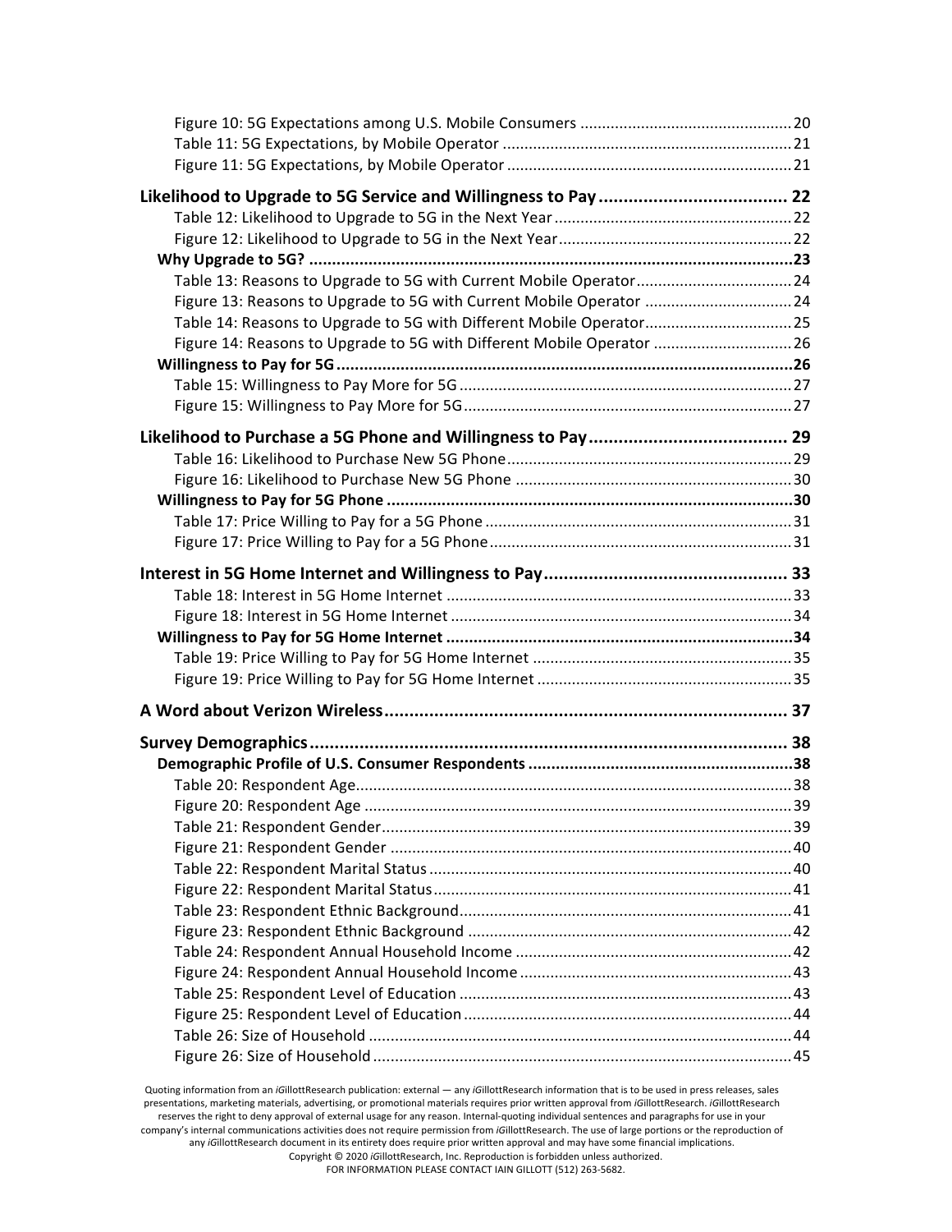Figure 10: 5G Expectations among U.S. Mobile Consumers ................................................ 20
Table 11: 5G Expectations, by Mobile Operator .................................................................. 21
Figure 11: 5G Expectations, by Mobile Operator ................................................................. 21

**Likelihood to Upgrade to 5G Service and Willingness to Pay ..................................... 22**

Table 12: Likelihood to Upgrade to 5G in the Next Year ...................................................... 22
Figure 12: Likelihood to Upgrade to 5G in the Next Year ..................................................... 22

**Why Upgrade to 5G? ..........................................................................................................23**

Table 13: Reasons to Upgrade to 5G with Current Mobile Operator .................................... 24
Figure 13: Reasons to Upgrade to 5G with Current Mobile Operator .................................. 24
Table 14: Reasons to Upgrade to 5G with Different Mobile Operator.................................. 25
Figure 14: Reasons to Upgrade to 5G with Different Mobile Operator ................................ 26

**Willingness to Pay for 5G ...................................................................................................26**

Table 15: Willingness to Pay More for 5G ............................................................................ 27
Figure 15: Willingness to Pay More for 5G ........................................................................... 27

**Likelihood to Purchase a 5G Phone and Willingness to Pay ....................................... 29**

Table 16: Likelihood to Purchase New 5G Phone ................................................................. 29
Figure 16: Likelihood to Purchase New 5G Phone ............................................................... 30

**Willingness to Pay for 5G Phone .........................................................................................30**

Table 17: Price Willing to Pay for a 5G Phone ...................................................................... 31
Figure 17: Price Willing to Pay for a 5G Phone ..................................................................... 31

**Interest in 5G Home Internet and Willingness to Pay ................................................ 33**

Table 18: Interest in 5G Home Internet ............................................................................... 33
Figure 18: Interest in 5G Home Internet .............................................................................. 34

**Willingness to Pay for 5G Home Internet ............................................................................34**

Table 19: Price Willing to Pay for 5G Home Internet ........................................................... 35
Figure 19: Price Willing to Pay for 5G Home Internet .......................................................... 35

**A Word about Verizon Wireless ................................................................................. 37**

**Survey Demographics ................................................................................................ 38**

**Demographic Profile of U.S. Consumer Respondents ..........................................................38**

Table 20: Respondent Age.................................................................................................... 38
Figure 20: Respondent Age .................................................................................................. 39
Table 21: Respondent Gender.............................................................................................. 39
Figure 21: Respondent Gender ............................................................................................ 40
Table 22: Respondent Marital Status ................................................................................... 40
Figure 22: Respondent Marital Status .................................................................................. 41
Table 23: Respondent Ethnic Background ............................................................................ 41
Figure 23: Respondent Ethnic Background .......................................................................... 42
Table 24: Respondent Annual Household Income ............................................................... 42
Figure 24: Respondent Annual Household Income .............................................................. 43
Table 25: Respondent Level of Education ............................................................................ 43
Figure 25: Respondent Level of Education ........................................................................... 44
Table 26: Size of Household ................................................................................................. 44
Figure 26: Size of Household ................................................................................................ 45

Quoting information from an *i*GillottResearch publication: external — any *i*GillottResearch information that is to be used in press releases, sales presentations, marketing materials, advertising, or promotional materials requires prior written approval from *i*GillottResearch. *i*GillottResearch reserves the right to deny approval of external usage for any reason. Internal-quoting individual sentences and paragraphs for use in your company's internal communications activities does not require permission from *i*GillottResearch. The use of large portions or the reproduction of any *i*GillottResearch document in its entirety does require prior written approval and may have some financial implications.
Copyright © 2020 *i*GillottResearch, Inc. Reproduction is forbidden unless authorized.
FOR INFORMATION PLEASE CONTACT IAIN GILLOTT (512) 263-5682.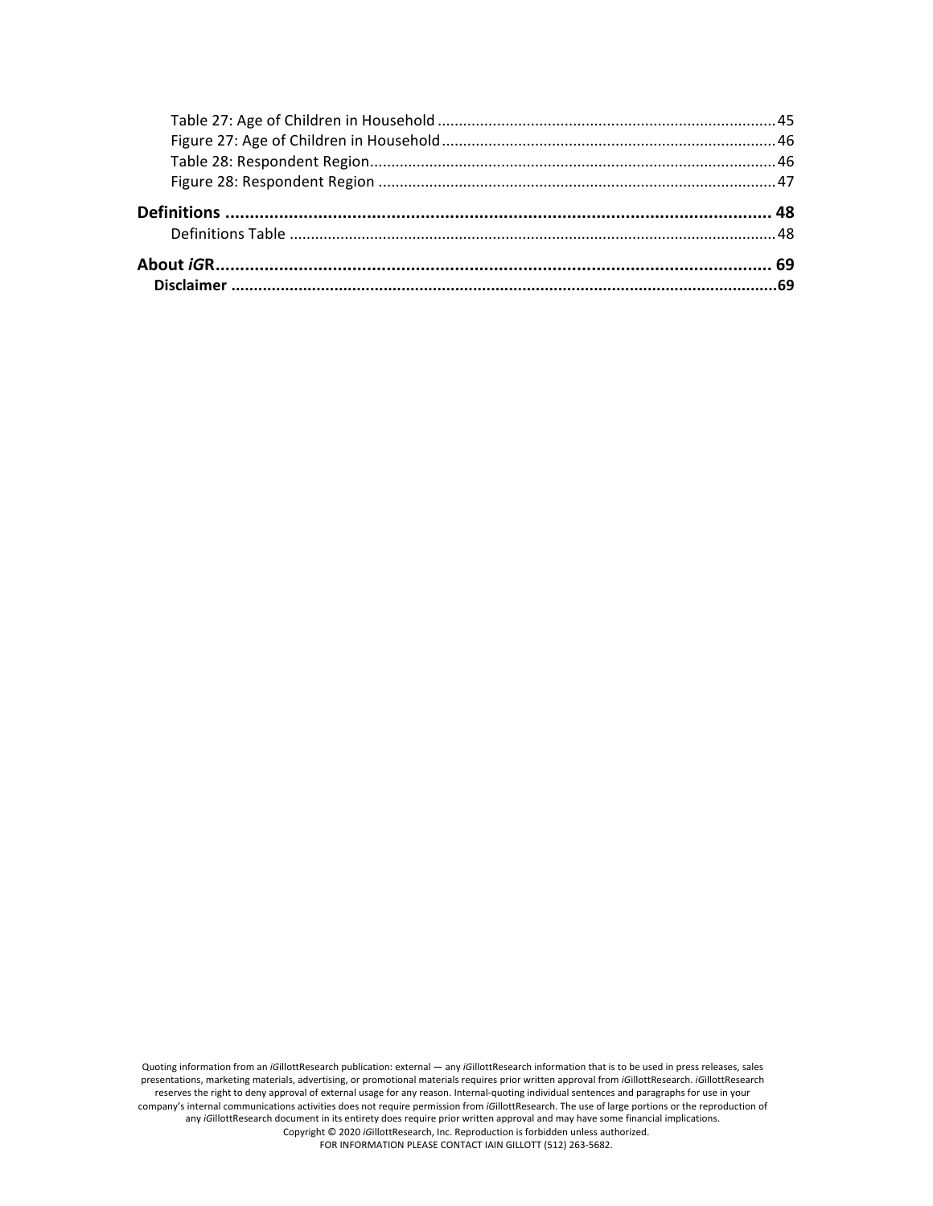Table 27: Age of Children in Household ........................................................................ 45
Figure 27: Age of Children in Household ....................................................................... 46
Table 28: Respondent Region......................................................................................... 46
Figure 28: Respondent Region ....................................................................................... 47

**Definitions ................................................................................................................ 48**

Definitions Table ........................................................................................................... 48

**About *iG*R................................................................................................................. 69**

**Disclaimer .....................................................................................................................69**

Quoting information from an *iG*illottResearch publication: external — any *iG*illottResearch information that is to be used in press releases, sales presentations, marketing materials, advertising, or promotional materials requires prior written approval from *iG*illottResearch. *iG*illottResearch reserves the right to deny approval of external usage for any reason. Internal-quoting individual sentences and paragraphs for use in your company's internal communications activities does not require permission from *iG*illottResearch. The use of large portions or the reproduction of any *iG*illottResearch document in its entirety does require prior written approval and may have some financial implications.
Copyright © 2020 *iG*illottResearch, Inc. Reproduction is forbidden unless authorized.
FOR INFORMATION PLEASE CONTACT IAIN GILLOTT (512) 263-5682.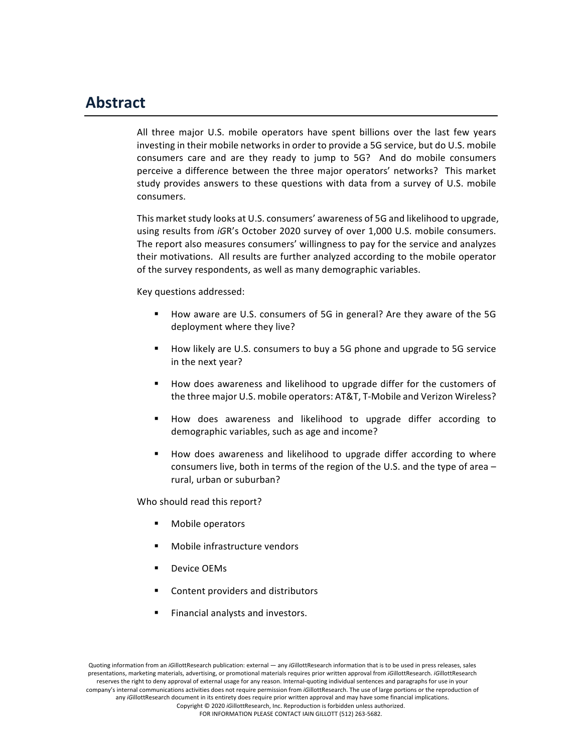## Abstract

All three major U.S. mobile operators have spent billions over the last few years investing in their mobile networks in order to provide a 5G service, but do U.S. mobile consumers care and are they ready to jump to 5G? And do mobile consumers perceive a difference between the three major operators' networks? This market study provides answers to these questions with data from a survey of U.S. mobile consumers.

This market study looks at U.S. consumers' awareness of 5G and likelihood to upgrade, using results from *i*GR's October 2020 survey of over 1,000 U.S. mobile consumers. The report also measures consumers' willingness to pay for the service and analyzes their motivations. All results are further analyzed according to the mobile operator of the survey respondents, as well as many demographic variables.

Key questions addressed:

- How aware are U.S. consumers of 5G in general? Are they aware of the 5G deployment where they live?
- How likely are U.S. consumers to buy a 5G phone and upgrade to 5G service in the next year?
- How does awareness and likelihood to upgrade differ for the customers of the three major U.S. mobile operators: AT&T, T-Mobile and Verizon Wireless?
- How does awareness and likelihood to upgrade differ according to demographic variables, such as age and income?
- How does awareness and likelihood to upgrade differ according to where consumers live, both in terms of the region of the U.S. and the type of area – rural, urban or suburban?

Who should read this report?

- Mobile operators
- Mobile infrastructure vendors
- Device OEMs
- Content providers and distributors
- Financial analysts and investors.

Quoting information from an *i*GillottResearch publication: external — any *i*GillottResearch information that is to be used in press releases, sales presentations, marketing materials, advertising, or promotional materials requires prior written approval from *i*GillottResearch. *i*GillottResearch reserves the right to deny approval of external usage for any reason. Internal-quoting individual sentences and paragraphs for use in your company's internal communications activities does not require permission from *i*GillottResearch. The use of large portions or the reproduction of any *i*GillottResearch document in its entirety does require prior written approval and may have some financial implications.
Copyright © 2020 *i*GillottResearch, Inc. Reproduction is forbidden unless authorized.
FOR INFORMATION PLEASE CONTACT IAIN GILLOTT (512) 263-5682.